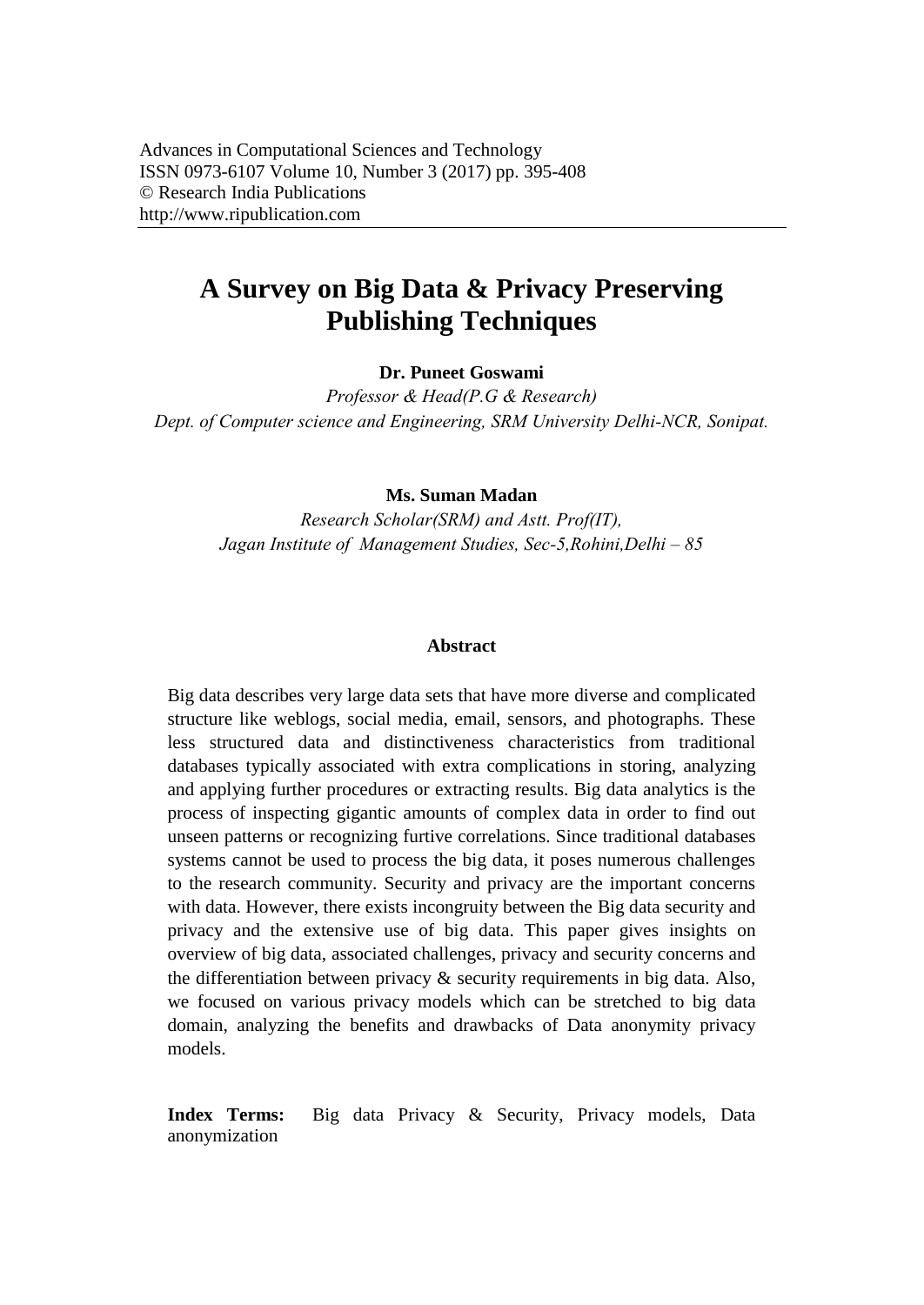Advances in Computational Sciences and Technology
ISSN 0973-6107 Volume 10, Number 3 (2017) pp. 395-408
© Research India Publications
http://www.ripublication.com

# A Survey on Big Data & Privacy Preserving Publishing Techniques

**Dr. Puneet Goswami**

*Professor & Head(P.G & Research)*
*Dept. of Computer science and Engineering, SRM University Delhi-NCR, Sonipat.*

**Ms. Suman Madan**

*Research Scholar(SRM) and Astt. Prof(IT),*
*Jagan Institute of Management Studies, Sec-5,Rohini,Delhi – 85*

## Abstract

Big data describes very large data sets that have more diverse and complicated structure like weblogs, social media, email, sensors, and photographs. These less structured data and distinctiveness characteristics from traditional databases typically associated with extra complications in storing, analyzing and applying further procedures or extracting results. Big data analytics is the process of inspecting gigantic amounts of complex data in order to find out unseen patterns or recognizing furtive correlations. Since traditional databases systems cannot be used to process the big data, it poses numerous challenges to the research community. Security and privacy are the important concerns with data. However, there exists incongruity between the Big data security and privacy and the extensive use of big data. This paper gives insights on overview of big data, associated challenges, privacy and security concerns and the differentiation between privacy & security requirements in big data. Also, we focused on various privacy models which can be stretched to big data domain, analyzing the benefits and drawbacks of Data anonymity privacy models.

**Index Terms:** Big data Privacy & Security, Privacy models, Data anonymization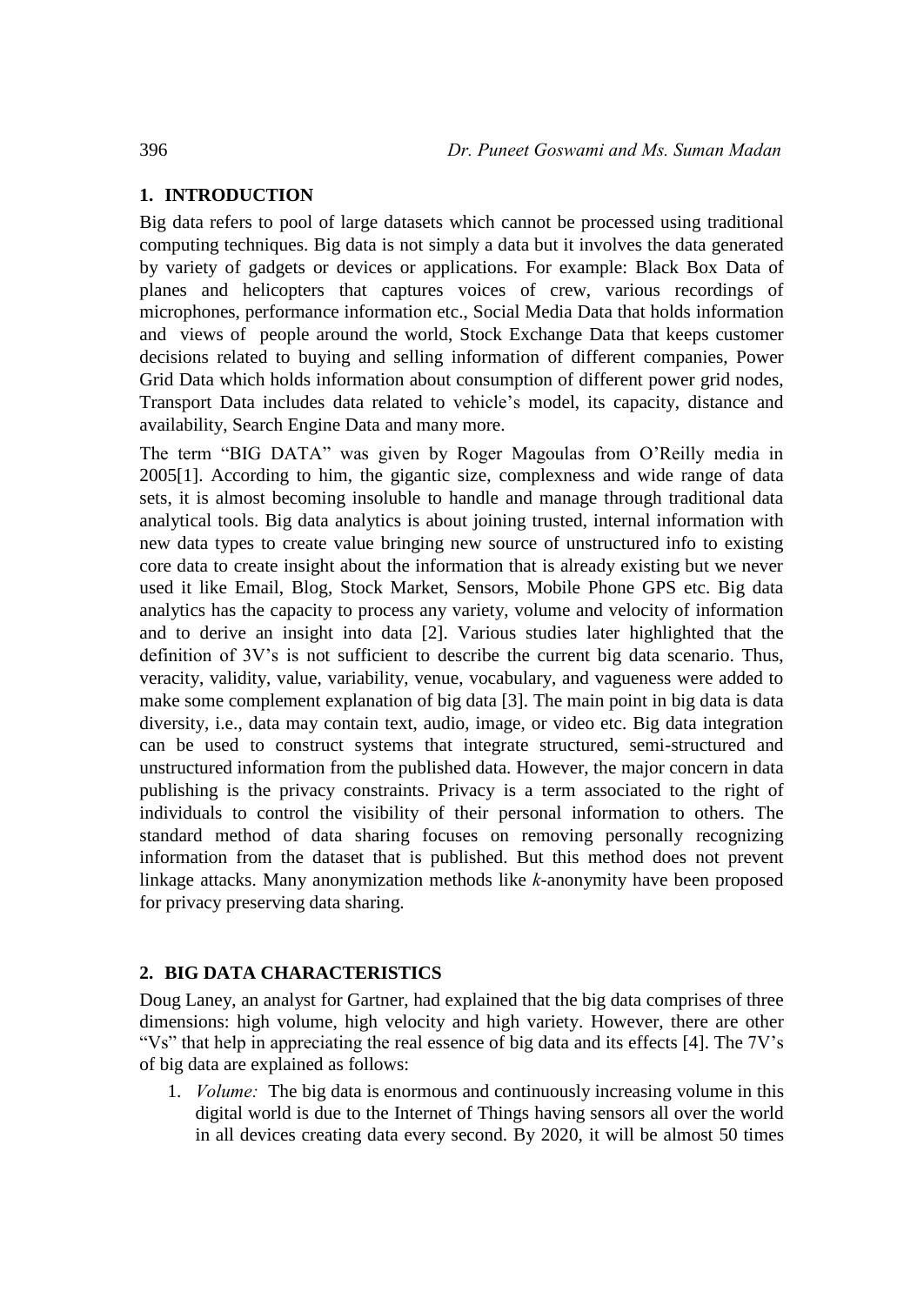## 1. INTRODUCTION

Big data refers to pool of large datasets which cannot be processed using traditional computing techniques. Big data is not simply a data but it involves the data generated by variety of gadgets or devices or applications. For example: Black Box Data of planes and helicopters that captures voices of crew, various recordings of microphones, performance information etc., Social Media Data that holds information and views of people around the world, Stock Exchange Data that keeps customer decisions related to buying and selling information of different companies, Power Grid Data which holds information about consumption of different power grid nodes, Transport Data includes data related to vehicle's model, its capacity, distance and availability, Search Engine Data and many more.

The term "BIG DATA" was given by Roger Magoulas from O'Reilly media in 2005[1]. According to him, the gigantic size, complexness and wide range of data sets, it is almost becoming insoluble to handle and manage through traditional data analytical tools. Big data analytics is about joining trusted, internal information with new data types to create value bringing new source of unstructured info to existing core data to create insight about the information that is already existing but we never used it like Email, Blog, Stock Market, Sensors, Mobile Phone GPS etc. Big data analytics has the capacity to process any variety, volume and velocity of information and to derive an insight into data [2]. Various studies later highlighted that the definition of 3V's is not sufficient to describe the current big data scenario. Thus, veracity, validity, value, variability, venue, vocabulary, and vagueness were added to make some complement explanation of big data [3]. The main point in big data is data diversity, i.e., data may contain text, audio, image, or video etc. Big data integration can be used to construct systems that integrate structured, semi-structured and unstructured information from the published data. However, the major concern in data publishing is the privacy constraints. Privacy is a term associated to the right of individuals to control the visibility of their personal information to others. The standard method of data sharing focuses on removing personally recognizing information from the dataset that is published. But this method does not prevent linkage attacks. Many anonymization methods like *k*-anonymity have been proposed for privacy preserving data sharing.

## 2. BIG DATA CHARACTERISTICS

Doug Laney, an analyst for Gartner, had explained that the big data comprises of three dimensions: high volume, high velocity and high variety. However, there are other "Vs" that help in appreciating the real essence of big data and its effects [4]. The 7V's of big data are explained as follows:

1. *Volume:* The big data is enormous and continuously increasing volume in this digital world is due to the Internet of Things having sensors all over the world in all devices creating data every second. By 2020, it will be almost 50 times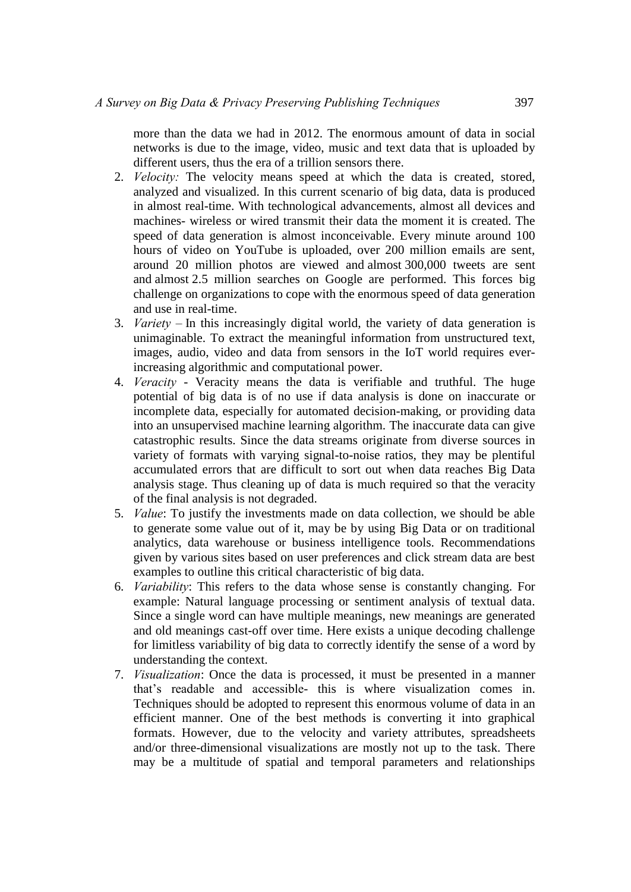more than the data we had in 2012. The enormous amount of data in social networks is due to the image, video, music and text data that is uploaded by different users, thus the era of a trillion sensors there.

2. *Velocity:* The velocity means speed at which the data is created, stored, analyzed and visualized. In this current scenario of big data, data is produced in almost real-time. With technological advancements, almost all devices and machines- wireless or wired transmit their data the moment it is created. The speed of data generation is almost inconceivable. Every minute around 100 hours of video on YouTube is uploaded, over 200 million emails are sent, around 20 million photos are viewed and almost 300,000 tweets are sent and almost 2.5 million searches on Google are performed. This forces big challenge on organizations to cope with the enormous speed of data generation and use in real-time.
3. *Variety* – In this increasingly digital world, the variety of data generation is unimaginable. To extract the meaningful information from unstructured text, images, audio, video and data from sensors in the IoT world requires ever-increasing algorithmic and computational power.
4. *Veracity* - Veracity means the data is verifiable and truthful. The huge potential of big data is of no use if data analysis is done on inaccurate or incomplete data, especially for automated decision-making, or providing data into an unsupervised machine learning algorithm. The inaccurate data can give catastrophic results. Since the data streams originate from diverse sources in variety of formats with varying signal-to-noise ratios, they may be plentiful accumulated errors that are difficult to sort out when data reaches Big Data analysis stage. Thus cleaning up of data is much required so that the veracity of the final analysis is not degraded.
5. *Value*: To justify the investments made on data collection, we should be able to generate some value out of it, may be by using Big Data or on traditional analytics, data warehouse or business intelligence tools. Recommendations given by various sites based on user preferences and click stream data are best examples to outline this critical characteristic of big data.
6. *Variability*: This refers to the data whose sense is constantly changing. For example: Natural language processing or sentiment analysis of textual data. Since a single word can have multiple meanings, new meanings are generated and old meanings cast-off over time. Here exists a unique decoding challenge for limitless variability of big data to correctly identify the sense of a word by understanding the context.
7. *Visualization*: Once the data is processed, it must be presented in a manner that's readable and accessible- this is where visualization comes in. Techniques should be adopted to represent this enormous volume of data in an efficient manner. One of the best methods is converting it into graphical formats. However, due to the velocity and variety attributes, spreadsheets and/or three-dimensional visualizations are mostly not up to the task. There may be a multitude of spatial and temporal parameters and relationships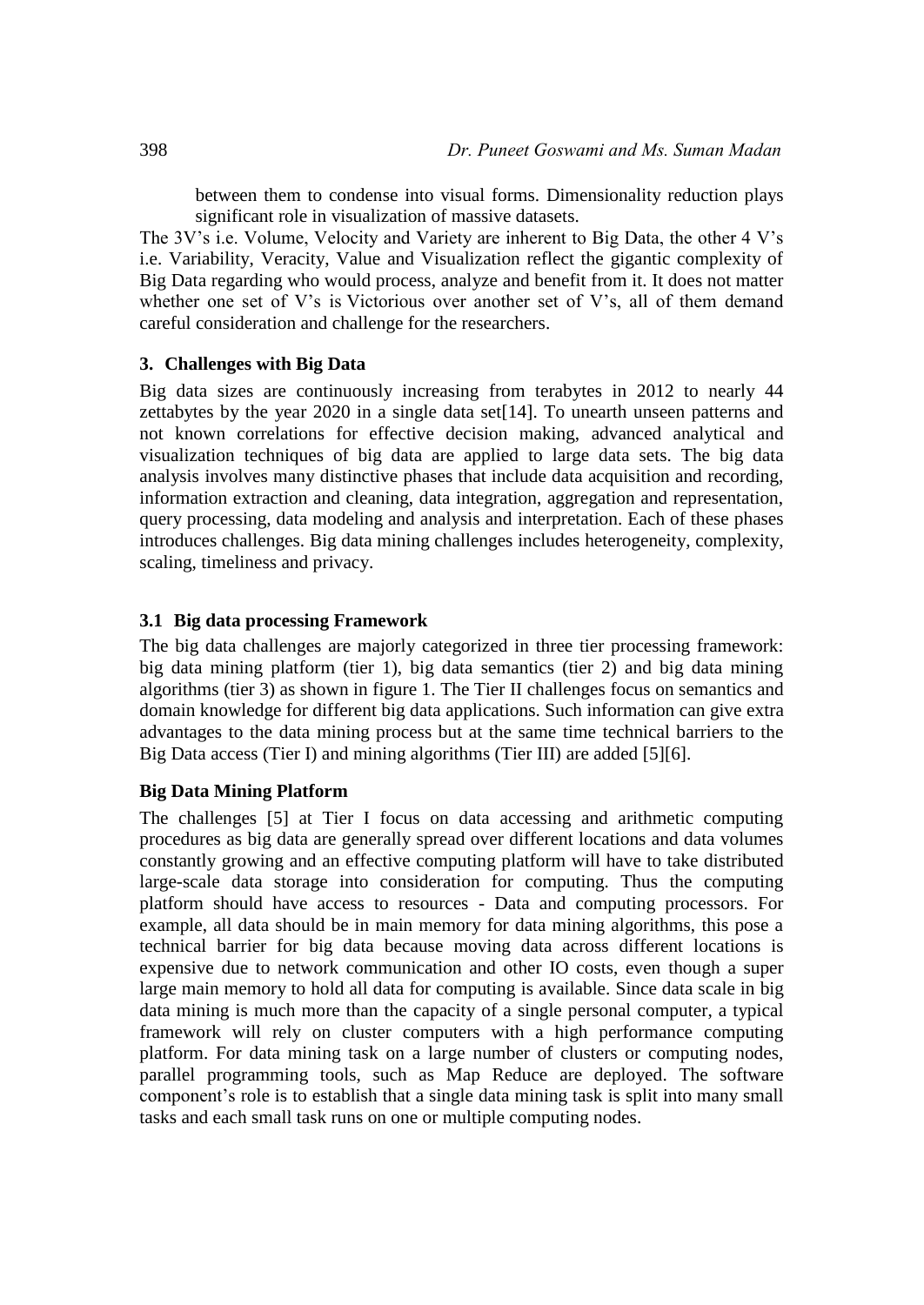between them to condense into visual forms. Dimensionality reduction plays significant role in visualization of massive datasets.

The 3V's i.e. Volume, Velocity and Variety are inherent to Big Data, the other 4 V's i.e. Variability, Veracity, Value and Visualization reflect the gigantic complexity of Big Data regarding who would process, analyze and benefit from it. It does not matter whether one set of V's is Victorious over another set of V's, all of them demand careful consideration and challenge for the researchers.

## 3. Challenges with Big Data

Big data sizes are continuously increasing from terabytes in 2012 to nearly 44 zettabytes by the year 2020 in a single data set[14]. To unearth unseen patterns and not known correlations for effective decision making, advanced analytical and visualization techniques of big data are applied to large data sets. The big data analysis involves many distinctive phases that include data acquisition and recording, information extraction and cleaning, data integration, aggregation and representation, query processing, data modeling and analysis and interpretation. Each of these phases introduces challenges. Big data mining challenges includes heterogeneity, complexity, scaling, timeliness and privacy.

### 3.1 Big data processing Framework

The big data challenges are majorly categorized in three tier processing framework: big data mining platform (tier 1), big data semantics (tier 2) and big data mining algorithms (tier 3) as shown in figure 1. The Tier II challenges focus on semantics and domain knowledge for different big data applications. Such information can give extra advantages to the data mining process but at the same time technical barriers to the Big Data access (Tier I) and mining algorithms (Tier III) are added [5][6].

**Big Data Mining Platform**

The challenges [5] at Tier I focus on data accessing and arithmetic computing procedures as big data are generally spread over different locations and data volumes constantly growing and an effective computing platform will have to take distributed large-scale data storage into consideration for computing. Thus the computing platform should have access to resources - Data and computing processors. For example, all data should be in main memory for data mining algorithms, this pose a technical barrier for big data because moving data across different locations is expensive due to network communication and other IO costs, even though a super large main memory to hold all data for computing is available. Since data scale in big data mining is much more than the capacity of a single personal computer, a typical framework will rely on cluster computers with a high performance computing platform. For data mining task on a large number of clusters or computing nodes, parallel programming tools, such as Map Reduce are deployed. The software component's role is to establish that a single data mining task is split into many small tasks and each small task runs on one or multiple computing nodes.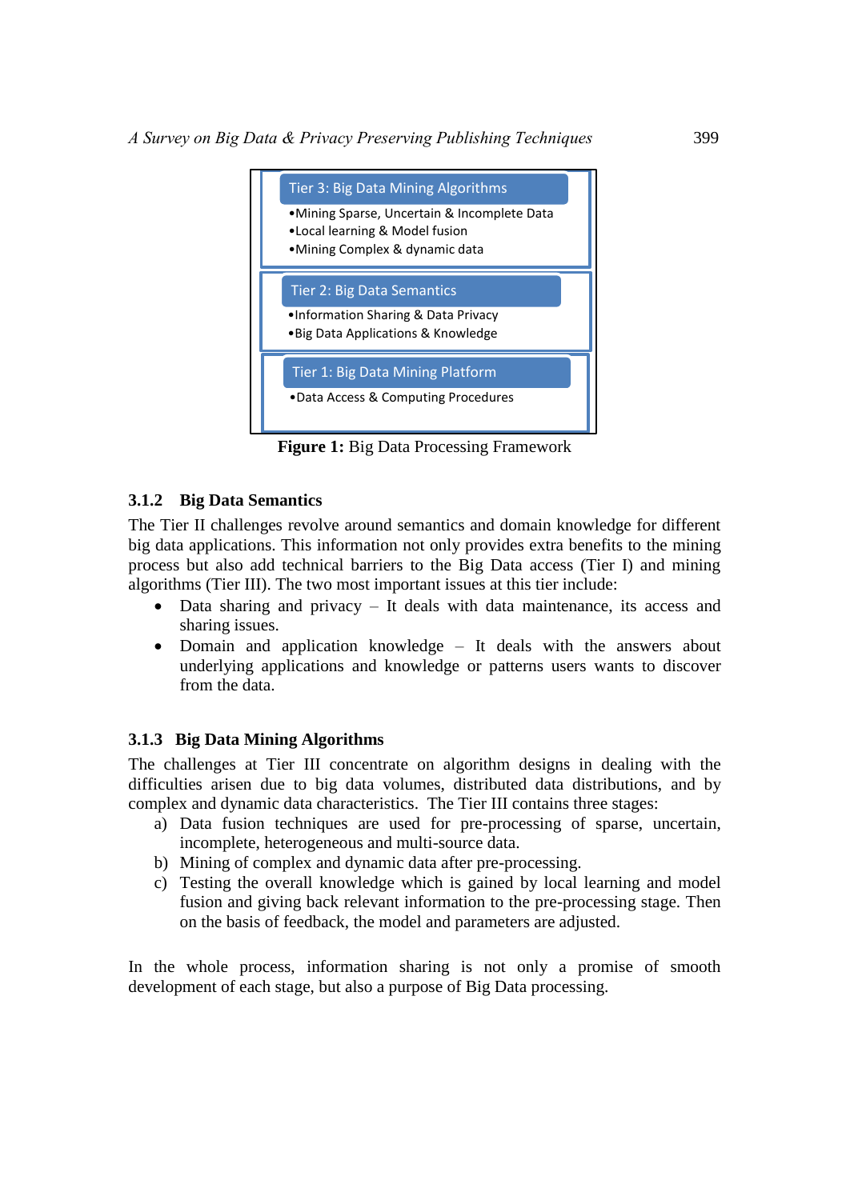Tier 3: Big Data Mining Algorithms

- Mining Sparse, Uncertain & Incomplete Data
- Local learning & Model fusion
- Mining Complex & dynamic data

Tier 2: Big Data Semantics

- Information Sharing & Data Privacy
- Big Data Applications & Knowledge

Tier 1: Big Data Mining Platform

- Data Access & Computing Procedures

**Figure 1:** Big Data Processing Framework

### 3.1.2 Big Data Semantics

The Tier II challenges revolve around semantics and domain knowledge for different big data applications. This information not only provides extra benefits to the mining process but also add technical barriers to the Big Data access (Tier I) and mining algorithms (Tier III). The two most important issues at this tier include:

- Data sharing and privacy – It deals with data maintenance, its access and sharing issues.
- Domain and application knowledge – It deals with the answers about underlying applications and knowledge or patterns users wants to discover from the data.

### 3.1.3 Big Data Mining Algorithms

The challenges at Tier III concentrate on algorithm designs in dealing with the difficulties arisen due to big data volumes, distributed data distributions, and by complex and dynamic data characteristics. The Tier III contains three stages:

a) Data fusion techniques are used for pre-processing of sparse, uncertain, incomplete, heterogeneous and multi-source data.
b) Mining of complex and dynamic data after pre-processing.
c) Testing the overall knowledge which is gained by local learning and model fusion and giving back relevant information to the pre-processing stage. Then on the basis of feedback, the model and parameters are adjusted.

In the whole process, information sharing is not only a promise of smooth development of each stage, but also a purpose of Big Data processing.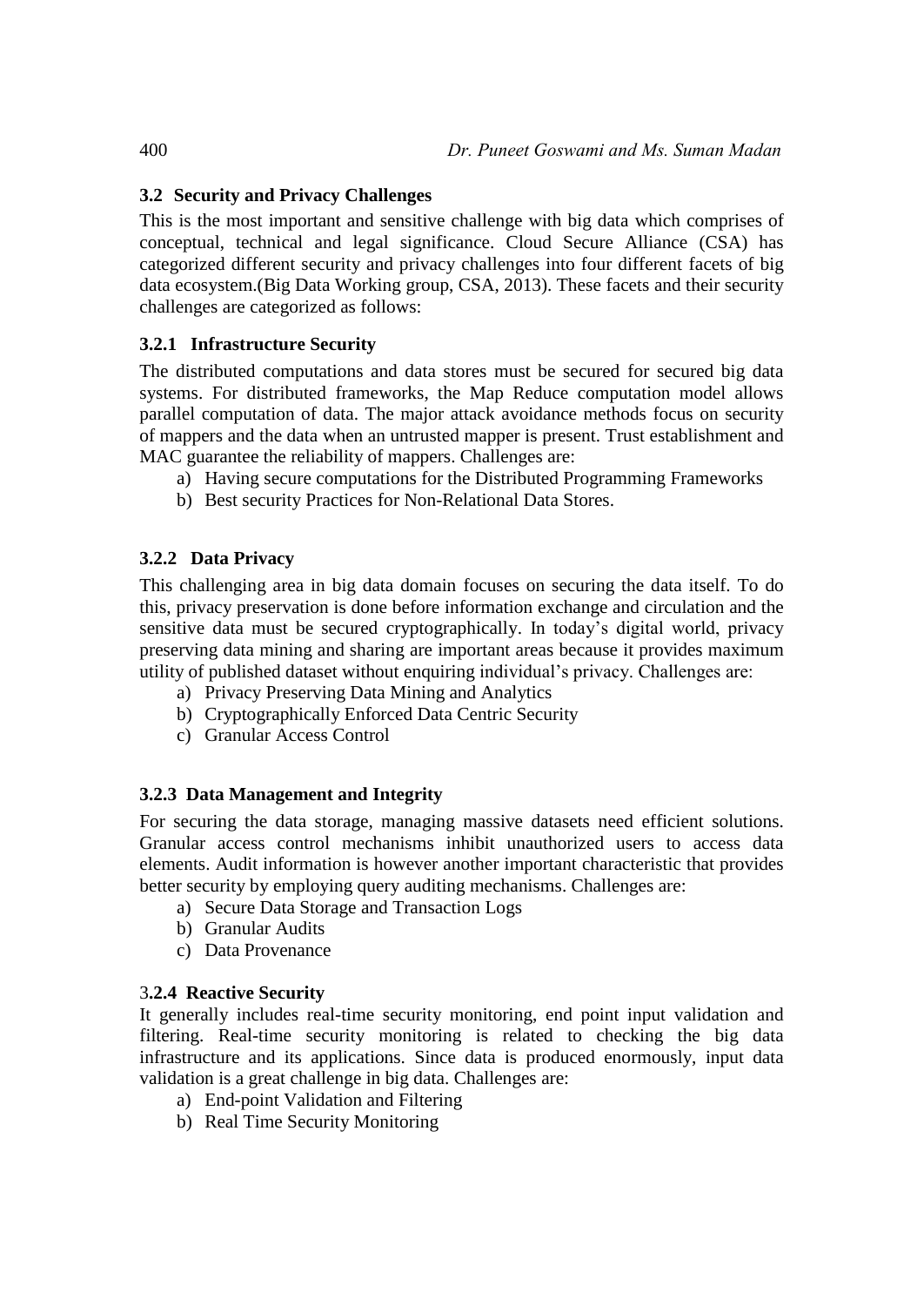### 3.2 Security and Privacy Challenges

This is the most important and sensitive challenge with big data which comprises of conceptual, technical and legal significance. Cloud Secure Alliance (CSA) has categorized different security and privacy challenges into four different facets of big data ecosystem.(Big Data Working group, CSA, 2013). These facets and their security challenges are categorized as follows:

#### 3.2.1 Infrastructure Security

The distributed computations and data stores must be secured for secured big data systems. For distributed frameworks, the Map Reduce computation model allows parallel computation of data. The major attack avoidance methods focus on security of mappers and the data when an untrusted mapper is present. Trust establishment and MAC guarantee the reliability of mappers. Challenges are:

a) Having secure computations for the Distributed Programming Frameworks
b) Best security Practices for Non-Relational Data Stores.

#### 3.2.2 Data Privacy

This challenging area in big data domain focuses on securing the data itself. To do this, privacy preservation is done before information exchange and circulation and the sensitive data must be secured cryptographically. In today's digital world, privacy preserving data mining and sharing are important areas because it provides maximum utility of published dataset without enquiring individual's privacy. Challenges are:

a) Privacy Preserving Data Mining and Analytics
b) Cryptographically Enforced Data Centric Security
c) Granular Access Control

#### 3.2.3 Data Management and Integrity

For securing the data storage, managing massive datasets need efficient solutions. Granular access control mechanisms inhibit unauthorized users to access data elements. Audit information is however another important characteristic that provides better security by employing query auditing mechanisms. Challenges are:

a) Secure Data Storage and Transaction Logs
b) Granular Audits
c) Data Provenance

#### 3.2.4 Reactive Security

It generally includes real-time security monitoring, end point input validation and filtering. Real-time security monitoring is related to checking the big data infrastructure and its applications. Since data is produced enormously, input data validation is a great challenge in big data. Challenges are:

a) End-point Validation and Filtering
b) Real Time Security Monitoring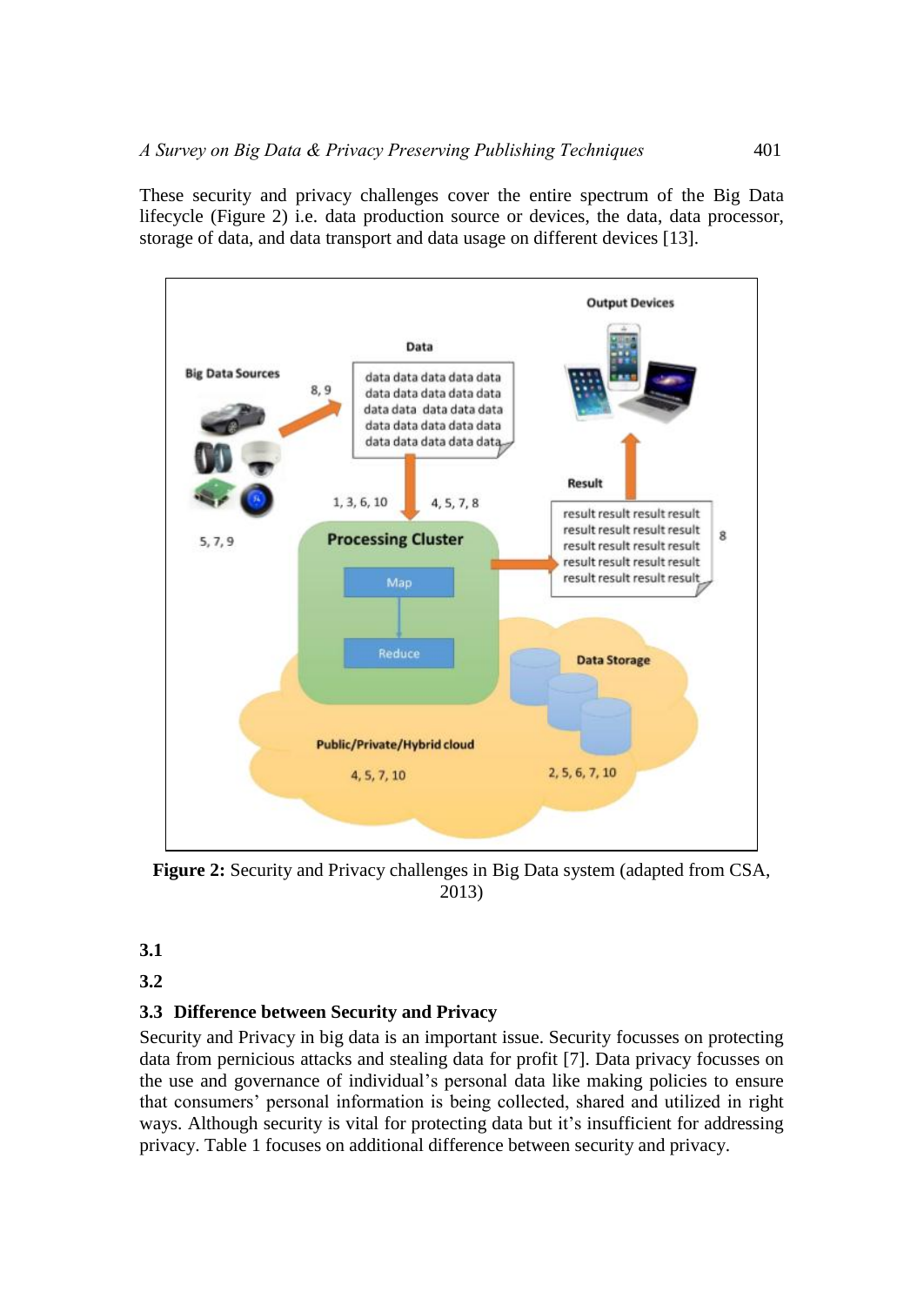These security and privacy challenges cover the entire spectrum of the Big Data lifecycle (Figure 2) i.e. data production source or devices, the data, data processor, storage of data, and data transport and data usage on different devices [13].

**Figure 2:** Security and Privacy challenges in Big Data system (adapted from CSA, 2013)

### 3.1

### 3.2

### 3.3 Difference between Security and Privacy

Security and Privacy in big data is an important issue. Security focusses on protecting data from pernicious attacks and stealing data for profit [7]. Data privacy focusses on the use and governance of individual's personal data like making policies to ensure that consumers' personal information is being collected, shared and utilized in right ways. Although security is vital for protecting data but it's insufficient for addressing privacy. Table 1 focuses on additional difference between security and privacy.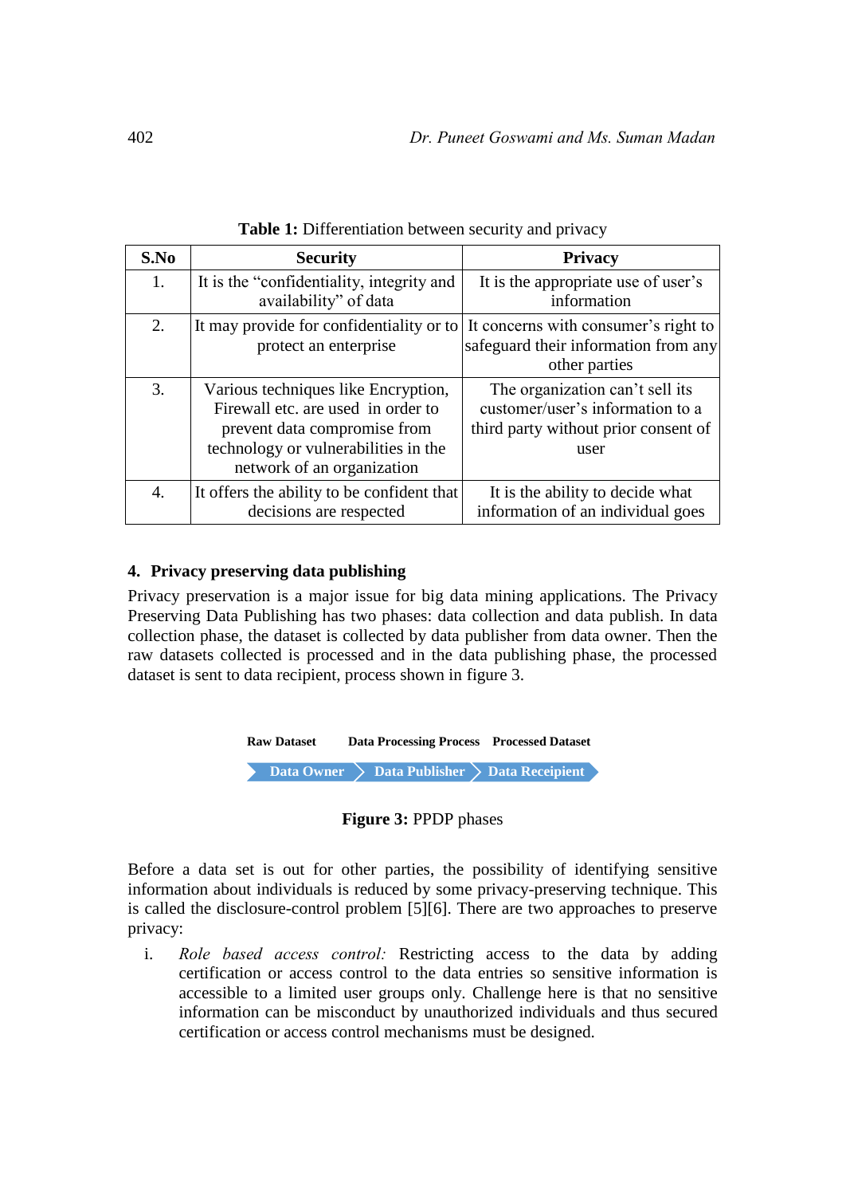**Table 1:** Differentiation between security and privacy

| S.No | Security | Privacy |
|---|---|---|
| 1. | It is the "confidentiality, integrity and availability" of data | It is the appropriate use of user's information |
| 2. | It may provide for confidentiality or to protect an enterprise | It concerns with consumer's right to safeguard their information from any other parties |
| 3. | Various techniques like Encryption, Firewall etc. are used in order to prevent data compromise from technology or vulnerabilities in the network of an organization | The organization can't sell its customer/user's information to a third party without prior consent of user |
| 4. | It offers the ability to be confident that decisions are respected | It is the ability to decide what information of an individual goes |

## 4. Privacy preserving data publishing

Privacy preservation is a major issue for big data mining applications. The Privacy Preserving Data Publishing has two phases: data collection and data publish. In data collection phase, the dataset is collected by data publisher from data owner. Then the raw datasets collected is processed and in the data publishing phase, the processed dataset is sent to data recipient, process shown in figure 3.

| Raw Dataset | Data Processing Process | Processed Dataset |
|---|---|---|
| Data Owner | Data Publisher | Data Receipient |

**Figure 3:** PPDP phases

Before a data set is out for other parties, the possibility of identifying sensitive information about individuals is reduced by some privacy-preserving technique. This is called the disclosure-control problem [5][6]. There are two approaches to preserve privacy:

i. *Role based access control:* Restricting access to the data by adding certification or access control to the data entries so sensitive information is accessible to a limited user groups only. Challenge here is that no sensitive information can be misconduct by unauthorized individuals and thus secured certification or access control mechanisms must be designed.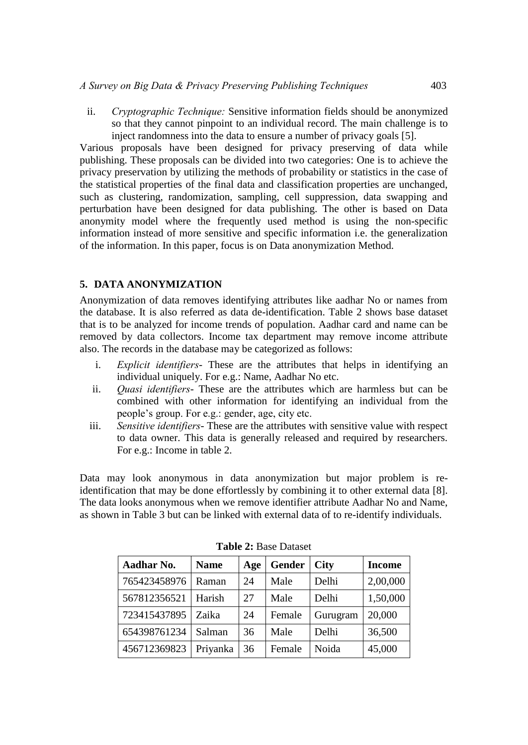ii. *Cryptographic Technique:* Sensitive information fields should be anonymized so that they cannot pinpoint to an individual record. The main challenge is to inject randomness into the data to ensure a number of privacy goals [5].

Various proposals have been designed for privacy preserving of data while publishing. These proposals can be divided into two categories: One is to achieve the privacy preservation by utilizing the methods of probability or statistics in the case of the statistical properties of the final data and classification properties are unchanged, such as clustering, randomization, sampling, cell suppression, data swapping and perturbation have been designed for data publishing. The other is based on Data anonymity model where the frequently used method is using the non-specific information instead of more sensitive and specific information i.e. the generalization of the information. In this paper, focus is on Data anonymization Method.

## 5. DATA ANONYMIZATION

Anonymization of data removes identifying attributes like aadhar No or names from the database. It is also referred as data de-identification. Table 2 shows base dataset that is to be analyzed for income trends of population. Aadhar card and name can be removed by data collectors. Income tax department may remove income attribute also. The records in the database may be categorized as follows:

i. *Explicit identifiers*- These are the attributes that helps in identifying an individual uniquely. For e.g.: Name, Aadhar No etc.
ii. *Quasi identifiers*- These are the attributes which are harmless but can be combined with other information for identifying an individual from the people's group. For e.g.: gender, age, city etc.
iii. *Sensitive identifiers*- These are the attributes with sensitive value with respect to data owner. This data is generally released and required by researchers. For e.g.: Income in table 2.

Data may look anonymous in data anonymization but major problem is re-identification that may be done effortlessly by combining it to other external data [8]. The data looks anonymous when we remove identifier attribute Aadhar No and Name, as shown in Table 3 but can be linked with external data of to re-identify individuals.

**Table 2:** Base Dataset

| Aadhar No. | Name | Age | Gender | City | Income |
|---|---|---|---|---|---|
| 765423458976 | Raman | 24 | Male | Delhi | 2,00,000 |
| 567812356521 | Harish | 27 | Male | Delhi | 1,50,000 |
| 723415437895 | Zaika | 24 | Female | Gurugram | 20,000 |
| 654398761234 | Salman | 36 | Male | Delhi | 36,500 |
| 456712369823 | Priyanka | 36 | Female | Noida | 45,000 |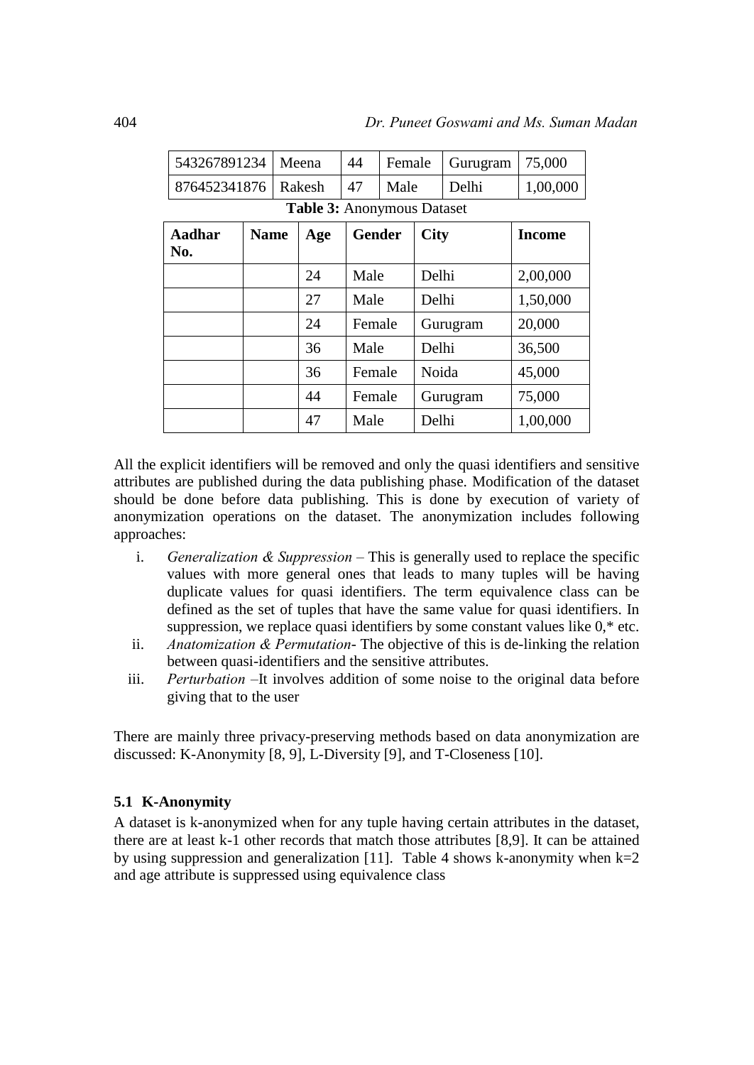| 543267891234 | Meena | 44 | Female | Gurugram | 75,000 |
|---|---|---|---|---|---|
| 876452341876 | Rakesh | 47 | Male | Delhi | 1,00,000 |

**Table 3:** Anonymous Dataset

| Aadhar No. | Name | Age | Gender | City | Income |
|---|---|---|---|---|---|
| | | 24 | Male | Delhi | 2,00,000 |
| | | 27 | Male | Delhi | 1,50,000 |
| | | 24 | Female | Gurugram | 20,000 |
| | | 36 | Male | Delhi | 36,500 |
| | | 36 | Female | Noida | 45,000 |
| | | 44 | Female | Gurugram | 75,000 |
| | | 47 | Male | Delhi | 1,00,000 |

All the explicit identifiers will be removed and only the quasi identifiers and sensitive attributes are published during the data publishing phase. Modification of the dataset should be done before data publishing. This is done by execution of variety of anonymization operations on the dataset. The anonymization includes following approaches:

i. *Generalization & Suppression* – This is generally used to replace the specific values with more general ones that leads to many tuples will be having duplicate values for quasi identifiers. The term equivalence class can be defined as the set of tuples that have the same value for quasi identifiers. In suppression, we replace quasi identifiers by some constant values like 0,* etc.
ii. *Anatomization & Permutation*- The objective of this is de-linking the relation between quasi-identifiers and the sensitive attributes.
iii. *Perturbation* –It involves addition of some noise to the original data before giving that to the user

There are mainly three privacy-preserving methods based on data anonymization are discussed: K-Anonymity [8, 9], L-Diversity [9], and T-Closeness [10].

### 5.1 K-Anonymity

A dataset is k-anonymized when for any tuple having certain attributes in the dataset, there are at least k-1 other records that match those attributes [8,9]. It can be attained by using suppression and generalization [11]. Table 4 shows k-anonymity when k=2 and age attribute is suppressed using equivalence class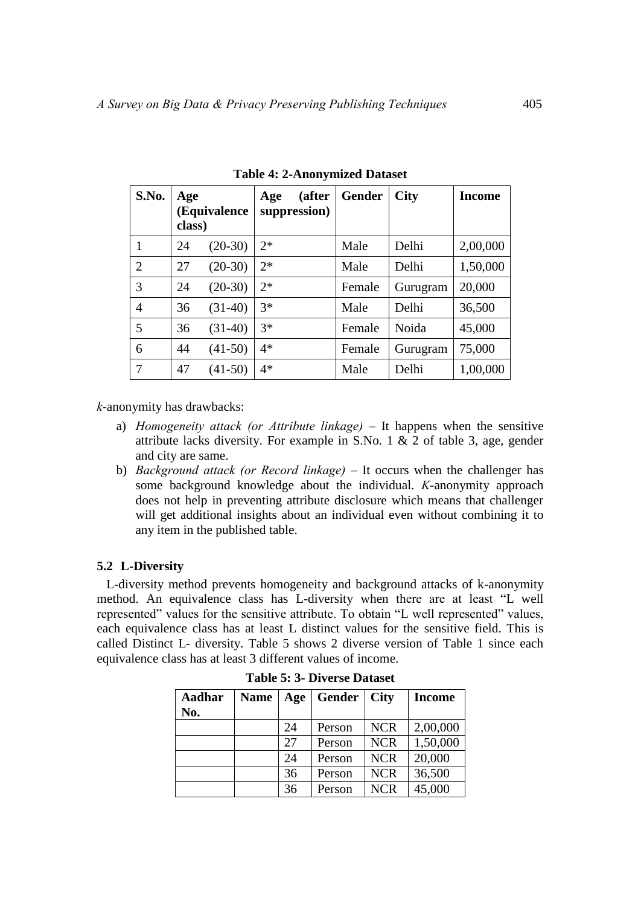**Table 4: 2-Anonymized Dataset**

| S.No. | Age (Equivalence class) | Age (after suppression) | Gender | City | Income |
|---|---|---|---|---|---|
| 1 | 24 (20-30) | 2* | Male | Delhi | 2,00,000 |
| 2 | 27 (20-30) | 2* | Male | Delhi | 1,50,000 |
| 3 | 24 (20-30) | 2* | Female | Gurugram | 20,000 |
| 4 | 36 (31-40) | 3* | Male | Delhi | 36,500 |
| 5 | 36 (31-40) | 3* | Female | Noida | 45,000 |
| 6 | 44 (41-50) | 4* | Female | Gurugram | 75,000 |
| 7 | 47 (41-50) | 4* | Male | Delhi | 1,00,000 |

*k*-anonymity has drawbacks:

a) *Homogeneity attack (or Attribute linkage)* – It happens when the sensitive attribute lacks diversity. For example in S.No. 1 & 2 of table 3, age, gender and city are same.

b) *Background attack (or Record linkage)* – It occurs when the challenger has some background knowledge about the individual. *K*-anonymity approach does not help in preventing attribute disclosure which means that challenger will get additional insights about an individual even without combining it to any item in the published table.

### 5.2 L-Diversity

L-diversity method prevents homogeneity and background attacks of k-anonymity method. An equivalence class has L-diversity when there are at least "L well represented" values for the sensitive attribute. To obtain "L well represented" values, each equivalence class has at least L distinct values for the sensitive field. This is called Distinct L- diversity. Table 5 shows 2 diverse version of Table 1 since each equivalence class has at least 3 different values of income.

**Table 5: 3- Diverse Dataset**

| Aadhar No. | Name | Age | Gender | City | Income |
|---|---|---|---|---|---|
| | | 24 | Person | NCR | 2,00,000 |
| | | 27 | Person | NCR | 1,50,000 |
| | | 24 | Person | NCR | 20,000 |
| | | 36 | Person | NCR | 36,500 |
| | | 36 | Person | NCR | 45,000 |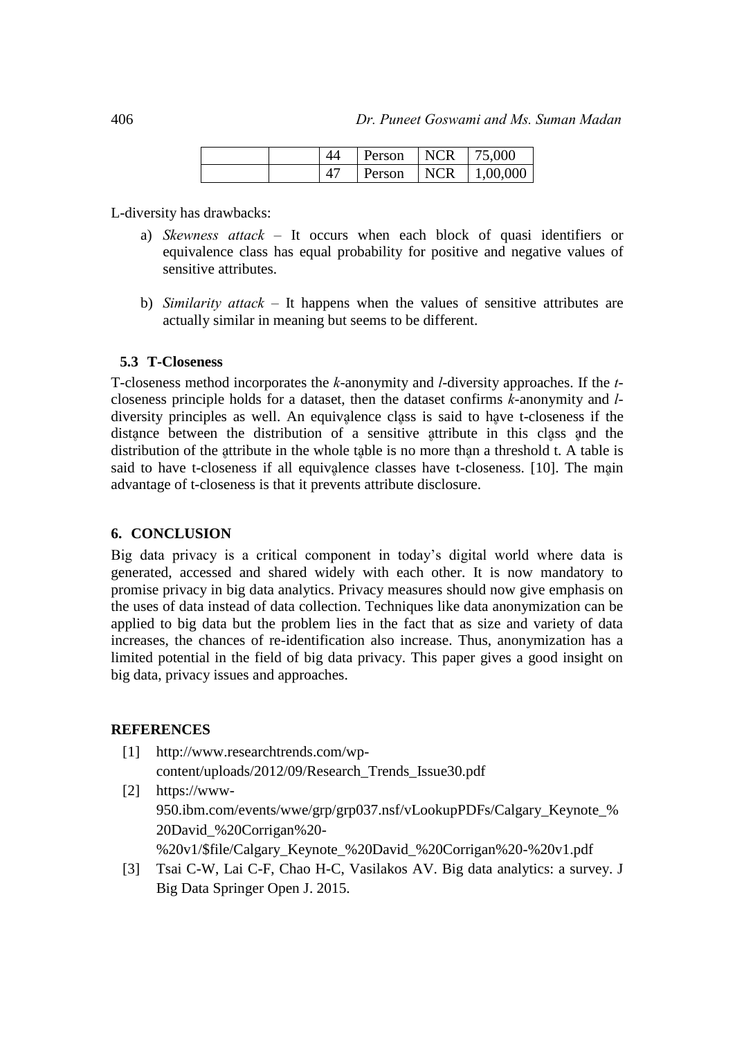| | | | | | |
|---|---|---|---|---|---|
| | | 44 | Person | NCR | 75,000 |
| | | 47 | Person | NCR | 1,00,000 |

L-diversity has drawbacks:

a) *Skewness attack* – It occurs when each block of quasi identifiers or equivalence class has equal probability for positive and negative values of sensitive attributes.

b) *Similarity attack* – It happens when the values of sensitive attributes are actually similar in meaning but seems to be different.

### 5.3 T-Closeness

T-closeness method incorporates the *k*-anonymity and *l*-diversity approaches. If the *t*-closeness principle holds for a dataset, then the dataset confirms *k*-anonymity and *l*-diversity principles as well. An equivalence class is said to have t-closeness if the distance between the distribution of a sensitive attribute in this class and the distribution of the attribute in the whole table is no more than a threshold t. A table is said to have t-closeness if all equivalence classes have t-closeness. [10]. The main advantage of t-closeness is that it prevents attribute disclosure.

## 6. CONCLUSION

Big data privacy is a critical component in today's digital world where data is generated, accessed and shared widely with each other. It is now mandatory to promise privacy in big data analytics. Privacy measures should now give emphasis on the uses of data instead of data collection. Techniques like data anonymization can be applied to big data but the problem lies in the fact that as size and variety of data increases, the chances of re-identification also increase. Thus, anonymization has a limited potential in the field of big data privacy. This paper gives a good insight on big data, privacy issues and approaches.

## REFERENCES

[1] http://www.researchtrends.com/wp-content/uploads/2012/09/Research_Trends_Issue30.pdf

[2] https://www-950.ibm.com/events/wwe/grp/grp037.nsf/vLookupPDFs/Calgary_Keynote_%20David_%20Corrigan%20-%20v1/$file/Calgary_Keynote_%20David_%20Corrigan%20-%20v1.pdf

[3] Tsai C-W, Lai C-F, Chao H-C, Vasilakos AV. Big data analytics: a survey. J Big Data Springer Open J. 2015.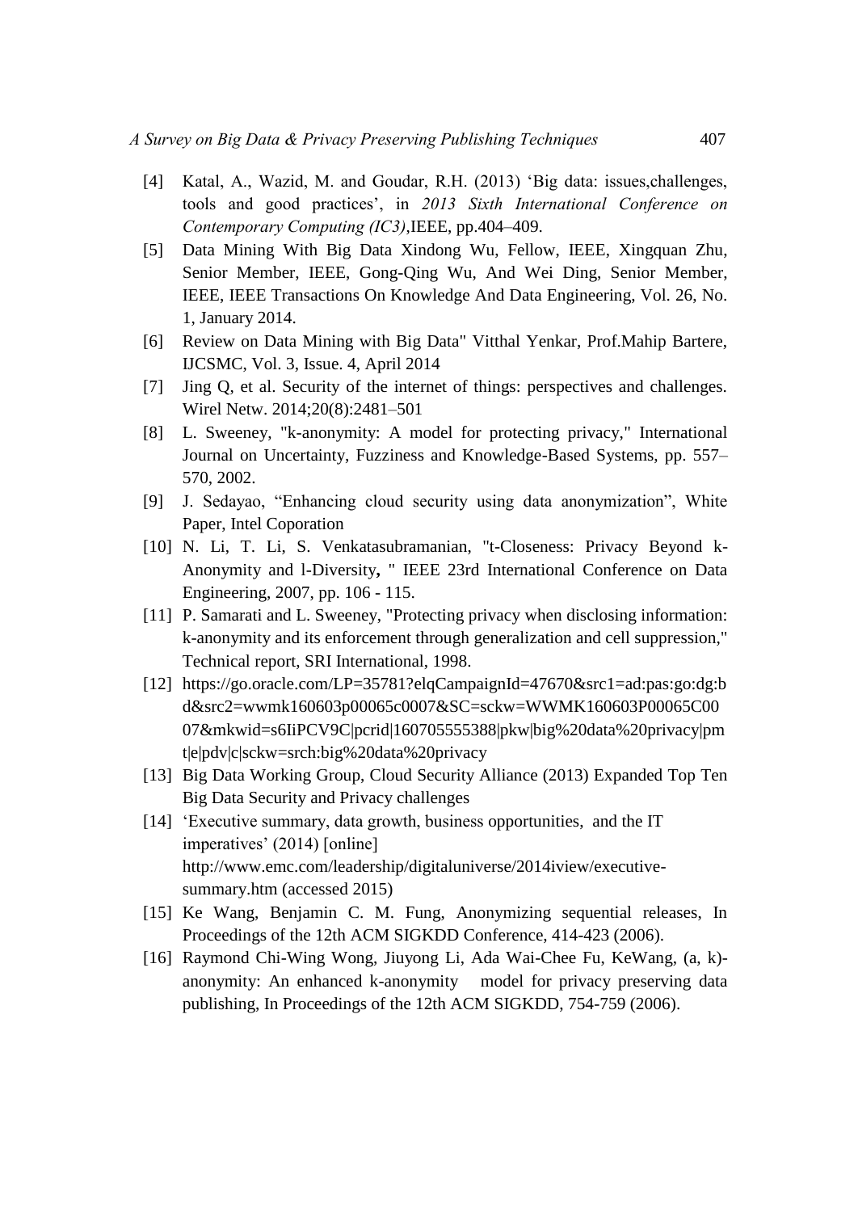[4] Katal, A., Wazid, M. and Goudar, R.H. (2013) 'Big data: issues,challenges, tools and good practices', in *2013 Sixth International Conference on Contemporary Computing (IC3)*,IEEE, pp.404–409.

[5] Data Mining With Big Data Xindong Wu, Fellow, IEEE, Xingquan Zhu, Senior Member, IEEE, Gong-Qing Wu, And Wei Ding, Senior Member, IEEE, IEEE Transactions On Knowledge And Data Engineering, Vol. 26, No. 1, January 2014.

[6] Review on Data Mining with Big Data" Vitthal Yenkar, Prof.Mahip Bartere, IJCSMC, Vol. 3, Issue. 4, April 2014

[7] Jing Q, et al. Security of the internet of things: perspectives and challenges. Wirel Netw. 2014;20(8):2481–501

[8] L. Sweeney, "k-anonymity: A model for protecting privacy," International Journal on Uncertainty, Fuzziness and Knowledge-Based Systems, pp. 557–570, 2002.

[9] J. Sedayao, "Enhancing cloud security using data anonymization", White Paper, Intel Coporation

[10] N. Li, T. Li, S. Venkatasubramanian, "t-Closeness: Privacy Beyond k-Anonymity and l-Diversity**,** " IEEE 23rd International Conference on Data Engineering, 2007, pp. 106 - 115.

[11] P. Samarati and L. Sweeney, "Protecting privacy when disclosing information: k-anonymity and its enforcement through generalization and cell suppression," Technical report, SRI International, 1998.

[12] https://go.oracle.com/LP=35781?elqCampaignId=47670&src1=ad:pas:go:dg:bd&src2=wwmk160603p00065c0007&SC=sckw=WWMK160603P00065C0007&mkwid=s6IiPCV9C|pcrid|160705555388|pkw|big%20data%20privacy|pmt|e|pdv|c|sckw=srch:big%20data%20privacy

[13] Big Data Working Group, Cloud Security Alliance (2013) Expanded Top Ten Big Data Security and Privacy challenges

[14] 'Executive summary, data growth, business opportunities, and the IT imperatives' (2014) [online] http://www.emc.com/leadership/digitaluniverse/2014iview/executive-summary.htm (accessed 2015)

[15] Ke Wang, Benjamin C. M. Fung, Anonymizing sequential releases, In Proceedings of the 12th ACM SIGKDD Conference, 414-423 (2006).

[16] Raymond Chi-Wing Wong, Jiuyong Li, Ada Wai-Chee Fu, KeWang, (a, k)-anonymity: An enhanced k-anonymity model for privacy preserving data publishing, In Proceedings of the 12th ACM SIGKDD, 754-759 (2006).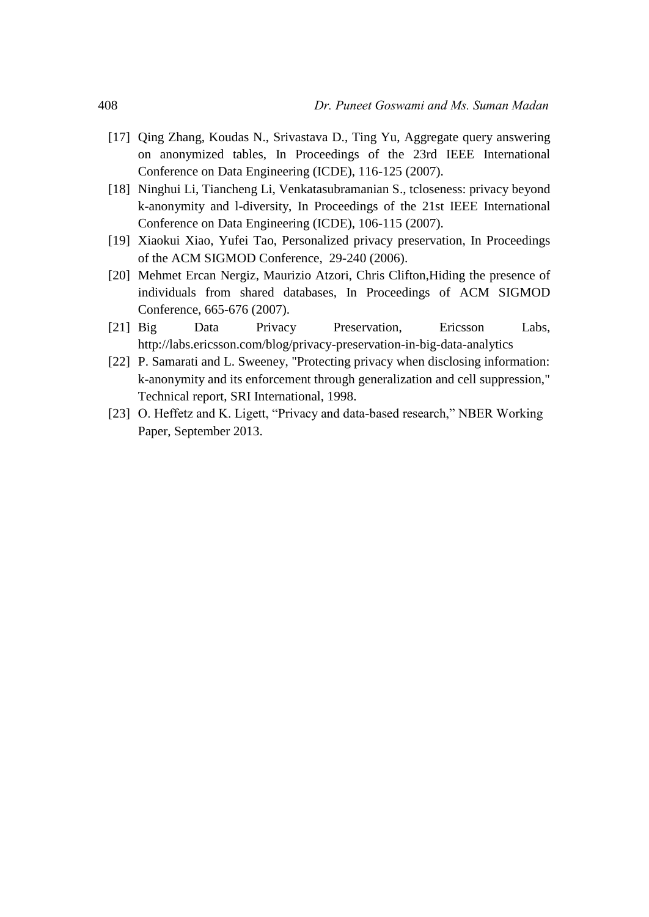[17] Qing Zhang, Koudas N., Srivastava D., Ting Yu, Aggregate query answering on anonymized tables, In Proceedings of the 23rd IEEE International Conference on Data Engineering (ICDE), 116-125 (2007).

[18] Ninghui Li, Tiancheng Li, Venkatasubramanian S., tcloseness: privacy beyond k-anonymity and l-diversity, In Proceedings of the 21st IEEE International Conference on Data Engineering (ICDE), 106-115 (2007).

[19] Xiaokui Xiao, Yufei Tao, Personalized privacy preservation, In Proceedings of the ACM SIGMOD Conference, 29-240 (2006).

[20] Mehmet Ercan Nergiz, Maurizio Atzori, Chris Clifton,Hiding the presence of individuals from shared databases, In Proceedings of ACM SIGMOD Conference, 665-676 (2007).

[21] Big Data Privacy Preservation, Ericsson Labs, http://labs.ericsson.com/blog/privacy-preservation-in-big-data-analytics

[22] P. Samarati and L. Sweeney, "Protecting privacy when disclosing information: k-anonymity and its enforcement through generalization and cell suppression," Technical report, SRI International, 1998.

[23] O. Heffetz and K. Ligett, "Privacy and data-based research," NBER Working Paper, September 2013.